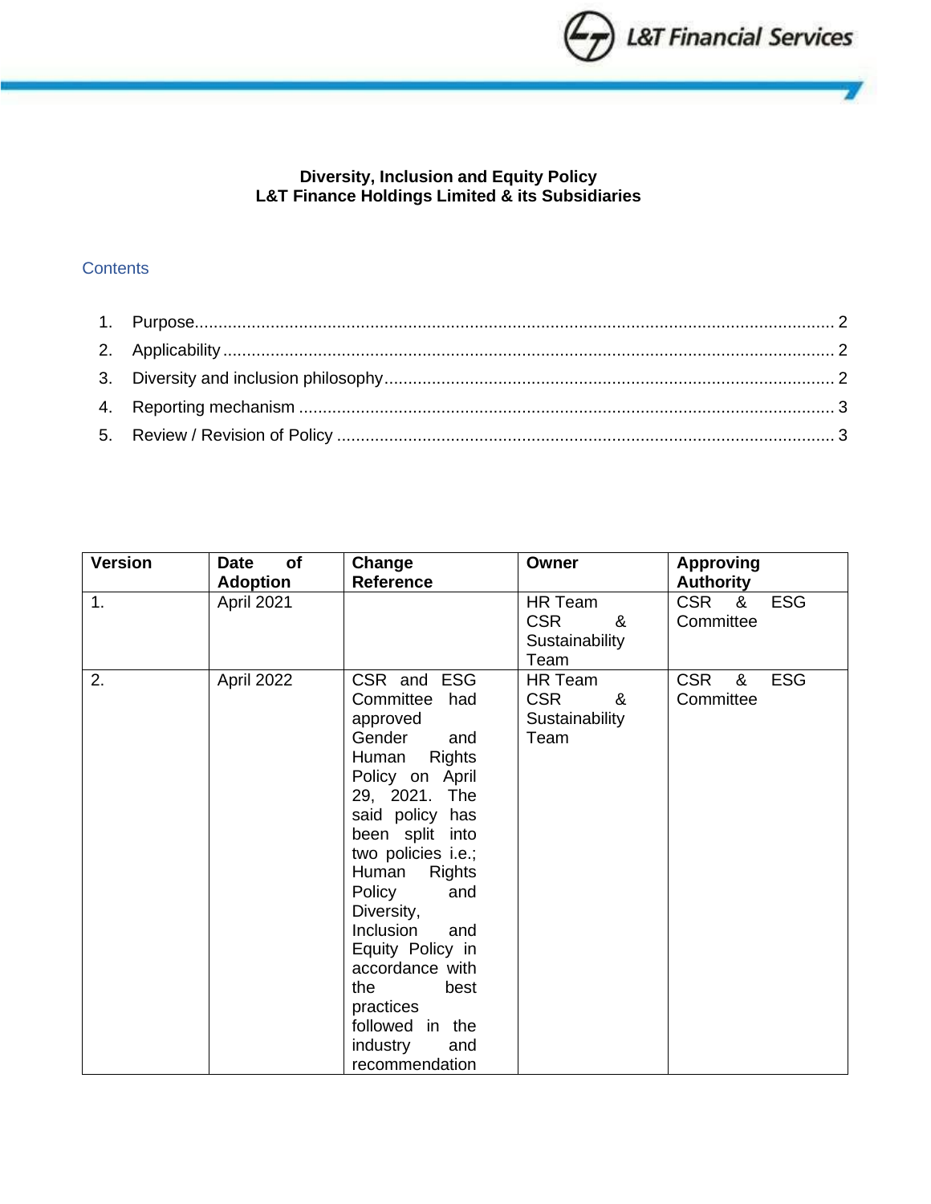**Diversity, Inclusion and Equity Policy**
**L&T Finance Holdings Limited & its Subsidiaries**

## Contents

1. Purpose ........ 2
2. Applicability ........ 2
3. Diversity and inclusion philosophy ........ 2
4. Reporting mechanism ........ 3
5. Review / Revision of Policy ........ 3

| Version | Date of Adoption | Change Reference | Owner | Approving Authority |
|---|---|---|---|---|
| 1. | April 2021 | | HR Team<br>CSR & Sustainability Team | CSR & ESG Committee |
| 2. | April 2022 | CSR and ESG Committee had approved Gender and Human Rights Policy on April 29, 2021. The said policy has been split into two policies i.e.; Human Rights Policy and Diversity, Inclusion and Equity Policy in accordance with the best practices followed in the industry and recommendation | HR Team<br>CSR & Sustainability Team | CSR & ESG Committee |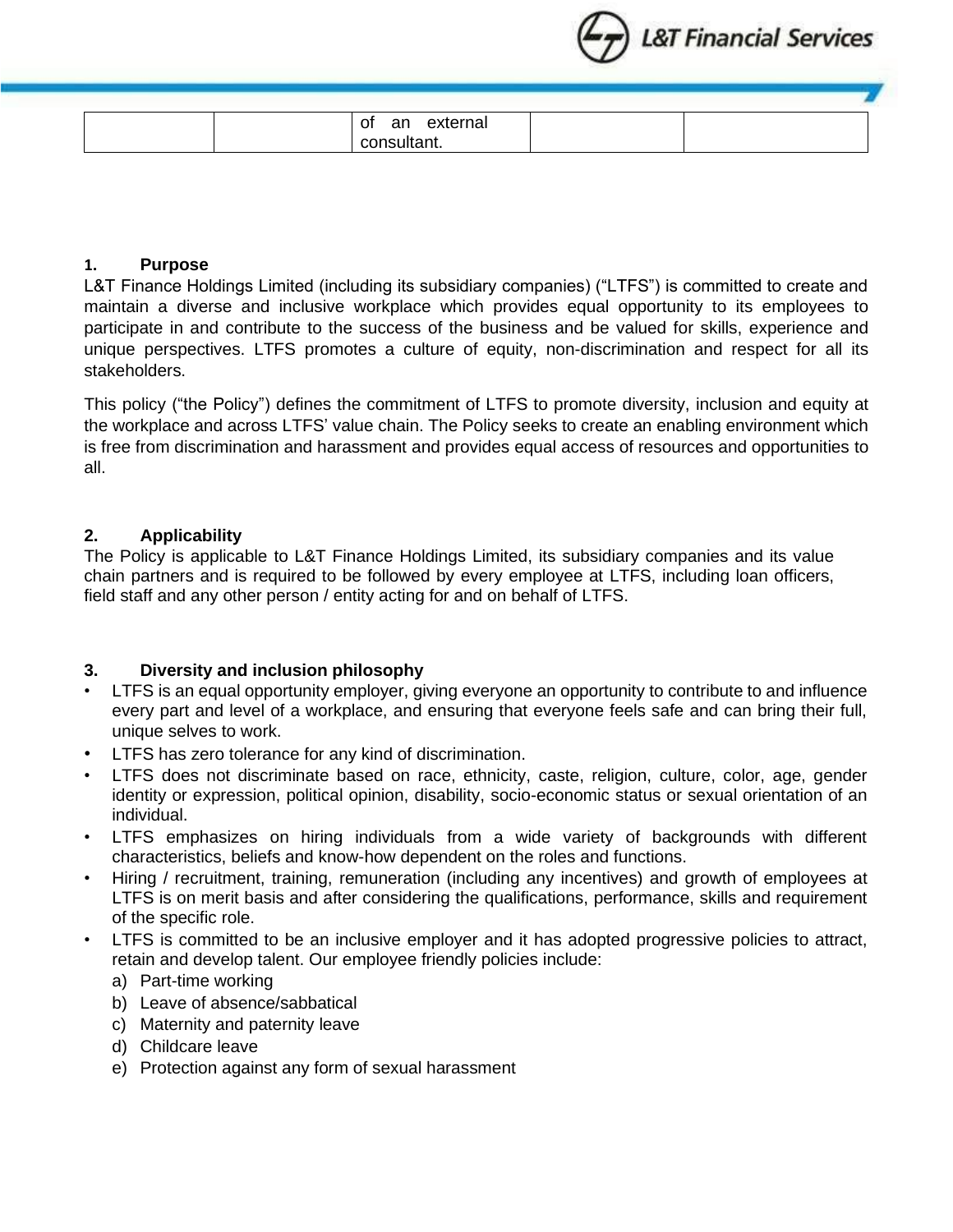| | | of an external consultant. | | |
|---|---|---|---|---|

## 1. Purpose

L&T Finance Holdings Limited (including its subsidiary companies) ("LTFS") is committed to create and maintain a diverse and inclusive workplace which provides equal opportunity to its employees to participate in and contribute to the success of the business and be valued for skills, experience and unique perspectives. LTFS promotes a culture of equity, non-discrimination and respect for all its stakeholders.

This policy ("the Policy") defines the commitment of LTFS to promote diversity, inclusion and equity at the workplace and across LTFS' value chain. The Policy seeks to create an enabling environment which is free from discrimination and harassment and provides equal access of resources and opportunities to all.

## 2. Applicability

The Policy is applicable to L&T Finance Holdings Limited, its subsidiary companies and its value chain partners and is required to be followed by every employee at LTFS, including loan officers, field staff and any other person / entity acting for and on behalf of LTFS.

## 3. Diversity and inclusion philosophy

- LTFS is an equal opportunity employer, giving everyone an opportunity to contribute to and influence every part and level of a workplace, and ensuring that everyone feels safe and can bring their full, unique selves to work.
- LTFS has zero tolerance for any kind of discrimination.
- LTFS does not discriminate based on race, ethnicity, caste, religion, culture, color, age, gender identity or expression, political opinion, disability, socio-economic status or sexual orientation of an individual.
- LTFS emphasizes on hiring individuals from a wide variety of backgrounds with different characteristics, beliefs and know-how dependent on the roles and functions.
- Hiring / recruitment, training, remuneration (including any incentives) and growth of employees at LTFS is on merit basis and after considering the qualifications, performance, skills and requirement of the specific role.
- LTFS is committed to be an inclusive employer and it has adopted progressive policies to attract, retain and develop talent. Our employee friendly policies include:
  a) Part-time working
  b) Leave of absence/sabbatical
  c) Maternity and paternity leave
  d) Childcare leave
  e) Protection against any form of sexual harassment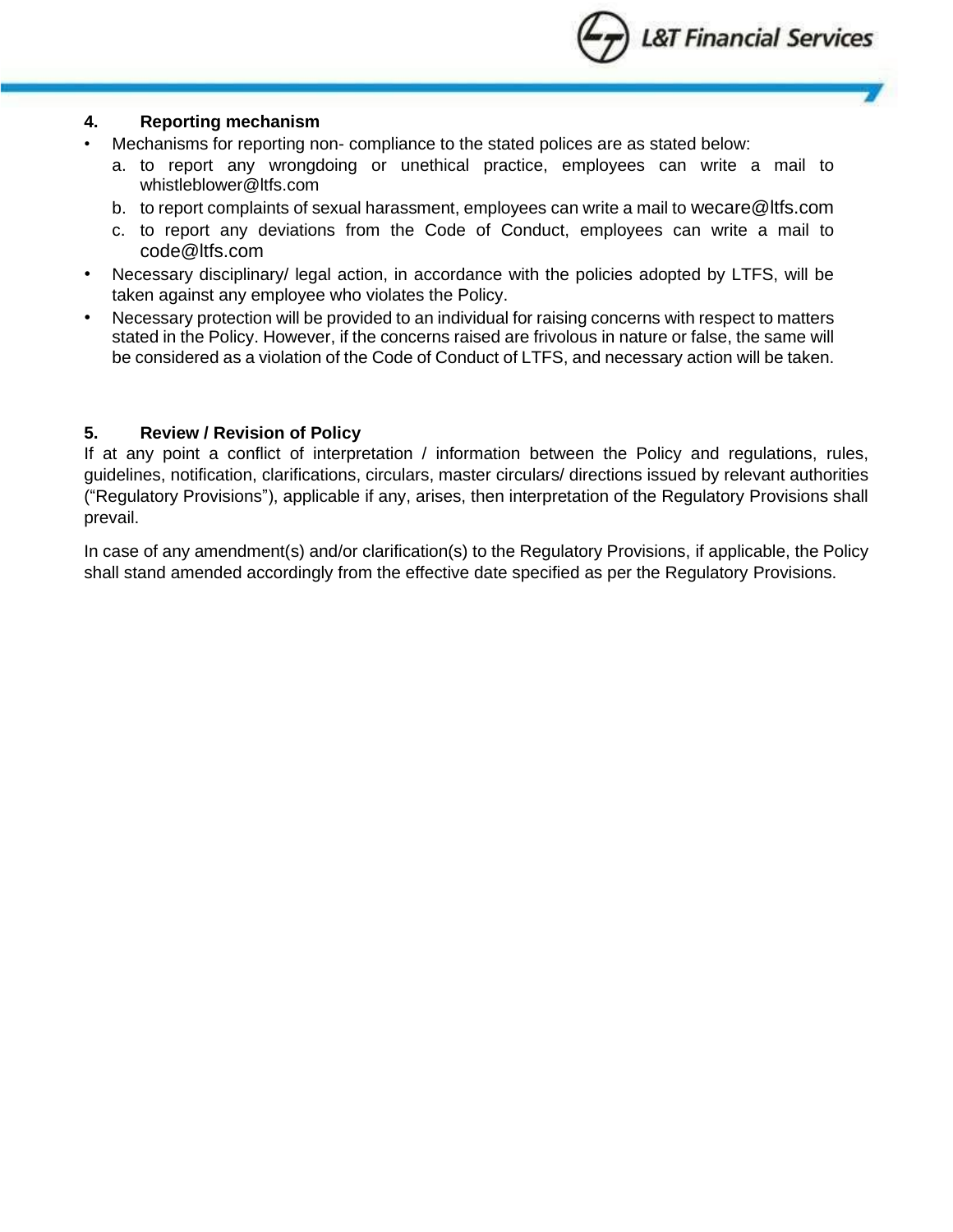## 4. Reporting mechanism

- Mechanisms for reporting non- compliance to the stated polices are as stated below:
  a. to report any wrongdoing or unethical practice, employees can write a mail to whistleblower@ltfs.com
  b. to report complaints of sexual harassment, employees can write a mail to wecare@ltfs.com
  c. to report any deviations from the Code of Conduct, employees can write a mail to code@ltfs.com
- Necessary disciplinary/ legal action, in accordance with the policies adopted by LTFS, will be taken against any employee who violates the Policy.
- Necessary protection will be provided to an individual for raising concerns with respect to matters stated in the Policy. However, if the concerns raised are frivolous in nature or false, the same will be considered as a violation of the Code of Conduct of LTFS, and necessary action will be taken.

## 5. Review / Revision of Policy

If at any point a conflict of interpretation / information between the Policy and regulations, rules, guidelines, notification, clarifications, circulars, master circulars/ directions issued by relevant authorities ("Regulatory Provisions"), applicable if any, arises, then interpretation of the Regulatory Provisions shall prevail.

In case of any amendment(s) and/or clarification(s) to the Regulatory Provisions, if applicable, the Policy shall stand amended accordingly from the effective date specified as per the Regulatory Provisions.